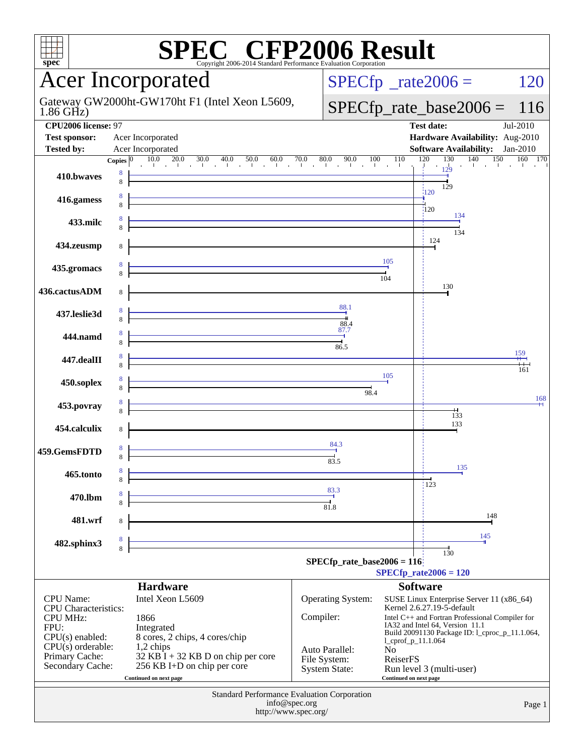# SPEC CFP2006 Result

Copyright 2006-2014 Standard Performance Evaluation Corporation

## Acer Incorporated

Gateway GW2000ht-GW170ht F1 (Intel Xeon L5609, 1.86 GHz)

SPECfp_rate2006 = 120

SPECfp_rate_base2006 = 116

| | | | |
|---|---|---|---|
| **CPU2006 license:** | 97 | **Test date:** | Jul-2010 |
| **Test sponsor:** | Acer Incorporated | **Hardware Availability:** | Aug-2010 |
| **Tested by:** | Acer Incorporated | **Software Availability:** | Jan-2010 |

Copies 0 10.0 20.0 30.0 40.0 50.0 60.0 70.0 80.0 90.0 100 110 120 130 140 150 160 170

410.bwaves 8 8 129 129

416.gamess 8 8 120 120

433.milc 8 8 134 134

434.zeusmp 8 124

435.gromacs 8 8 105 104

436.cactusADM 8 130

437.leslie3d 8 8 88.1 88.4

444.namd 8 8 87.7 86.5

447.dealII 8 8 159 161

450.soplex 8 8 105 98.4

453.povray 8 8 168 133

454.calculix 8 133

459.GemsFDTD 8 8 84.3 83.5

465.tonto 8 8 135 123

470.lbm 8 8 83.3 81.8

481.wrf 8 148

482.sphinx3 8 8 145 130

SPECfp_rate_base2006 = 116

SPECfp_rate2006 = 120

### Hardware

| | |
|---|---|
| CPU Name: | Intel Xeon L5609 |
| CPU Characteristics: | |
| CPU MHz: | 1866 |
| FPU: | Integrated |
| CPU(s) enabled: | 8 cores, 2 chips, 4 cores/chip |
| CPU(s) orderable: | 1,2 chips |
| Primary Cache: | 32 KB I + 32 KB D on chip per core |
| Secondary Cache: | 256 KB I+D on chip per core |

Continued on next page

### Software

| | |
|---|---|
| Operating System: | SUSE Linux Enterprise Server 11 (x86_64) Kernel 2.6.27.19-5-default |
| Compiler: | Intel C++ and Fortran Professional Compiler for IA32 and Intel 64, Version 11.1 Build 20091130 Package ID: l_cproc_p_11.1.064, l_cprof_p_11.1.064 |
| Auto Parallel: | No |
| File System: | ReiserFS |
| System State: | Run level 3 (multi-user) |

Continued on next page

Standard Performance Evaluation Corporation
info@spec.org
http://www.spec.org/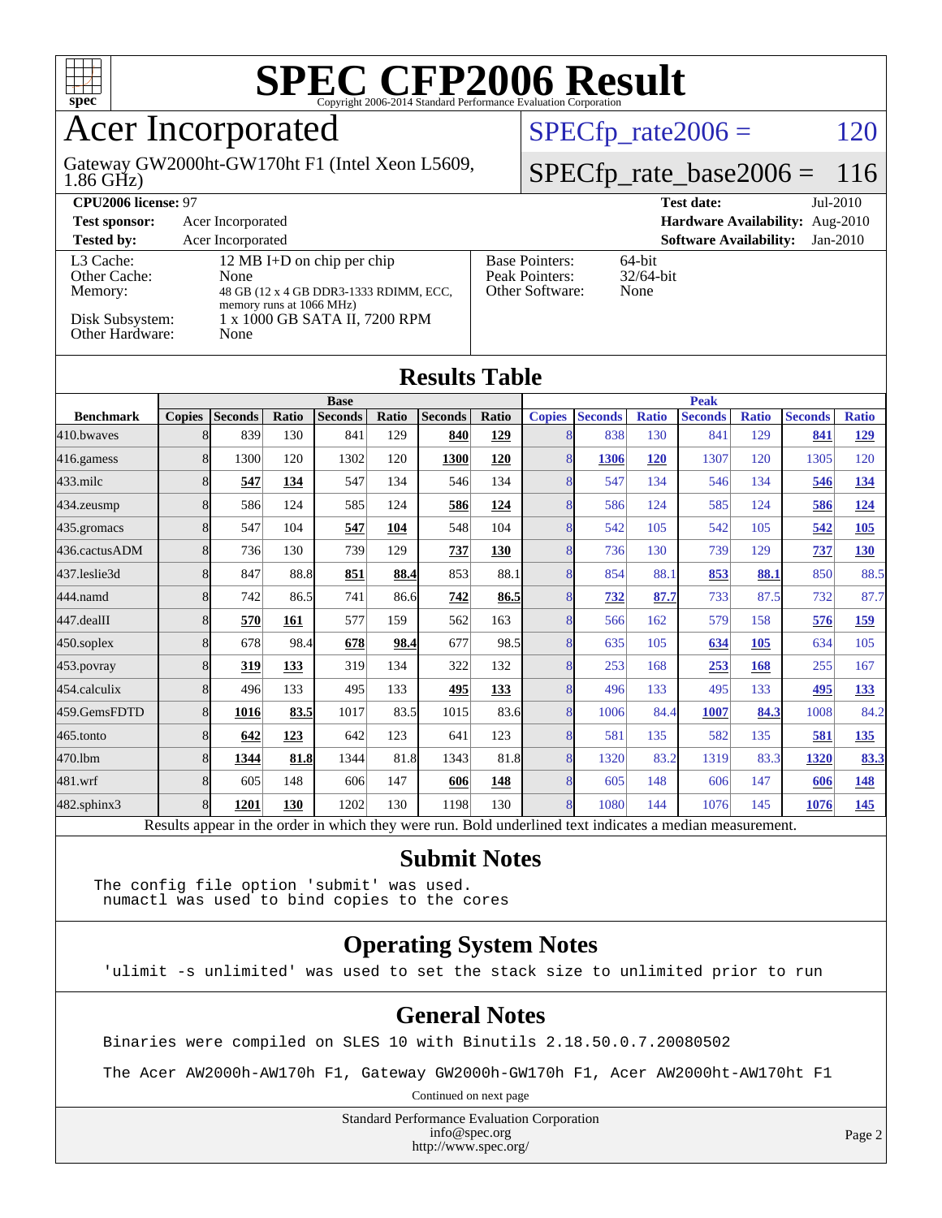# SPEC CFP2006 Result

Copyright 2006-2014 Standard Performance Evaluation Corporation

# Acer Incorporated

Gateway GW2000ht-GW170ht F1 (Intel Xeon L5609, 1.86 GHz)

SPECfp_rate2006 = 120

SPECfp_rate_base2006 = 116

| | | | |
|---|---|---|---|
| **CPU2006 license:** | 97 | **Test date:** | Jul-2010 |
| **Test sponsor:** | Acer Incorporated | **Hardware Availability:** | Aug-2010 |
| **Tested by:** | Acer Incorporated | **Software Availability:** | Jan-2010 |

| | | | |
|---|---|---|---|
| L3 Cache: | 12 MB I+D on chip per chip | Base Pointers: | 64-bit |
| Other Cache: | None | Peak Pointers: | 32/64-bit |
| Memory: | 48 GB (12 x 4 GB DDR3-1333 RDIMM, ECC, memory runs at 1066 MHz) | Other Software: | None |
| Disk Subsystem: | 1 x 1000 GB SATA II, 7200 RPM | | |
| Other Hardware: | None | | |

## Results Table

| | Base | | | | | | | Peak | | | | | | |
|---|---|---|---|---|---|---|---|---|---|---|---|---|---|---|
| **Benchmark** | **Copies** | **Seconds** | **Ratio** | **Seconds** | **Ratio** | **Seconds** | **Ratio** | **Copies** | **Seconds** | **Ratio** | **Seconds** | **Ratio** | **Seconds** | **Ratio** |
| 410.bwaves | 8 | 839 | 130 | 841 | 129 | **840** | **129** | 8 | 838 | 130 | 841 | 129 | **841** | **129** |
| 416.gamess | 8 | 1300 | 120 | 1302 | 120 | **1300** | **120** | 8 | **1306** | **120** | 1307 | 120 | 1305 | 120 |
| 433.milc | 8 | **547** | **134** | 547 | 134 | 546 | 134 | 8 | 547 | 134 | 546 | 134 | **546** | **134** |
| 434.zeusmp | 8 | 586 | 124 | 585 | 124 | **586** | **124** | 8 | 586 | 124 | 585 | 124 | **586** | **124** |
| 435.gromacs | 8 | 547 | 104 | **547** | **104** | 548 | 104 | 8 | 542 | 105 | 542 | 105 | **542** | **105** |
| 436.cactusADM | 8 | 736 | 130 | 739 | 129 | **737** | **130** | 8 | 736 | 130 | 739 | 129 | **737** | **130** |
| 437.leslie3d | 8 | 847 | 88.8 | **851** | **88.4** | 853 | 88.1 | 8 | 854 | 88.1 | **853** | **88.1** | 850 | 88.5 |
| 444.namd | 8 | 742 | 86.5 | 741 | 86.6 | **742** | **86.5** | 8 | **732** | **87.7** | 733 | 87.5 | 732 | 87.7 |
| 447.dealII | 8 | **570** | **161** | 577 | 159 | 562 | 163 | 8 | 566 | 162 | 579 | 158 | **576** | **159** |
| 450.soplex | 8 | 678 | 98.4 | **678** | **98.4** | 677 | 98.5 | 8 | 635 | 105 | **634** | **105** | 634 | 105 |
| 453.povray | 8 | **319** | **133** | 319 | 134 | 322 | 132 | 8 | 253 | 168 | **253** | **168** | 255 | 167 |
| 454.calculix | 8 | 496 | 133 | 495 | 133 | **495** | **133** | 8 | 496 | 133 | 495 | 133 | **495** | **133** |
| 459.GemsFDTD | 8 | **1016** | **83.5** | 1017 | 83.5 | 1015 | 83.6 | 8 | 1006 | 84.4 | **1007** | **84.3** | 1008 | 84.2 |
| 465.tonto | 8 | **642** | **123** | 642 | 123 | 641 | 123 | 8 | 581 | 135 | 582 | 135 | **581** | **135** |
| 470.lbm | 8 | **1344** | **81.8** | 1344 | 81.8 | 1343 | 81.8 | 8 | 1320 | 83.2 | 1319 | 83.3 | **1320** | **83.3** |
| 481.wrf | 8 | 605 | 148 | 606 | 147 | **606** | **148** | 8 | 605 | 148 | 606 | 147 | **606** | **148** |
| 482.sphinx3 | 8 | **1201** | **130** | 1202 | 130 | 1198 | 130 | 8 | 1080 | 144 | 1076 | 145 | **1076** | **145** |

Results appear in the order in which they were run. Bold underlined text indicates a median measurement.

## Submit Notes

```
The config file option 'submit' was used.
 numactl was used to bind copies to the cores
```

## Operating System Notes

```
'ulimit -s unlimited' was used to set the stack size to unlimited prior to run
```

## General Notes

```
Binaries were compiled on SLES 10 with Binutils 2.18.50.0.7.20080502

The Acer AW2000h-AW170h F1, Gateway GW2000h-GW170h F1, Acer AW2000ht-AW170ht F1
```

Continued on next page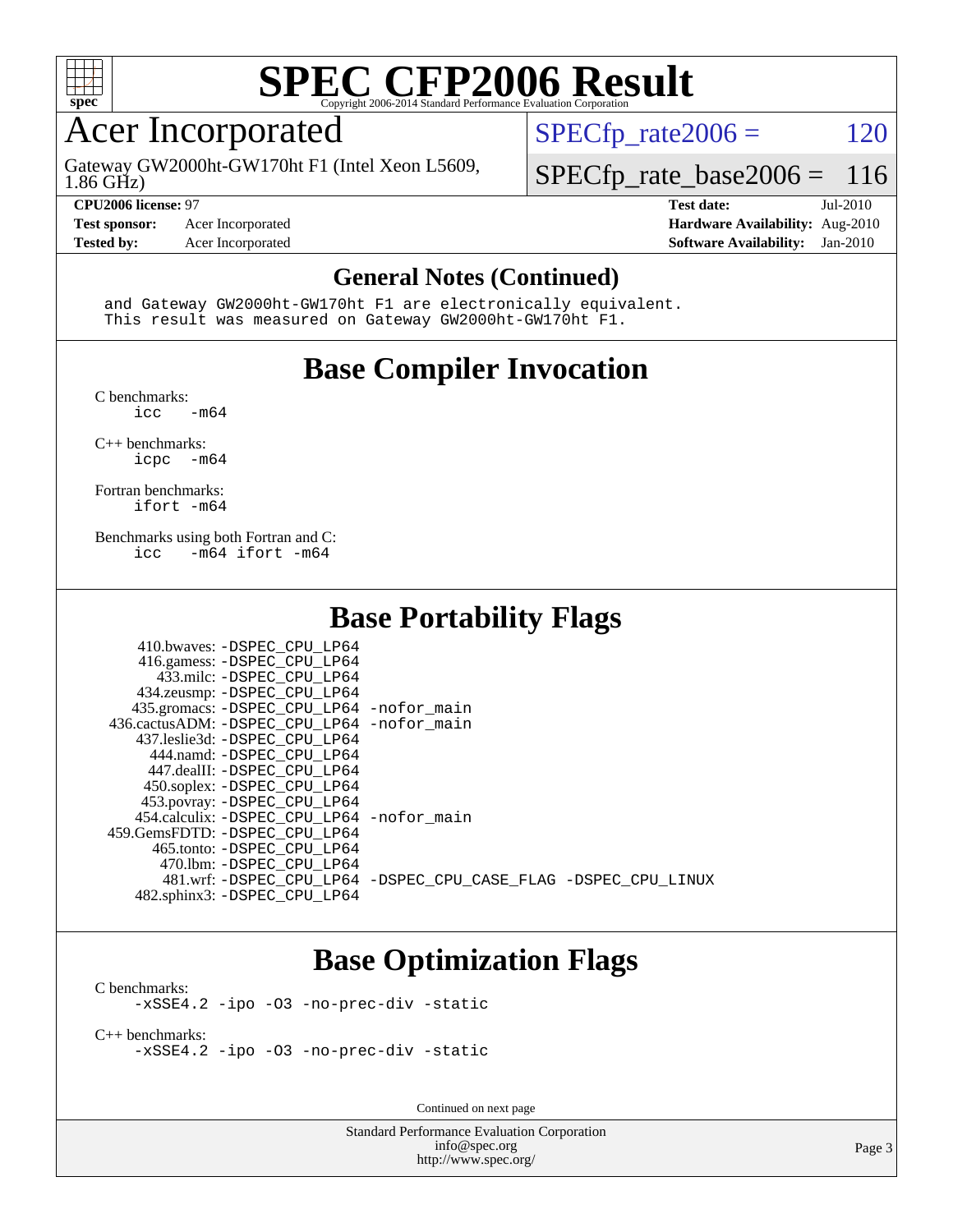# SPEC CFP2006 Result

Copyright 2006-2014 Standard Performance Evaluation Corporation

## Acer Incorporated

Gateway GW2000ht-GW170ht F1 (Intel Xeon L5609, 1.86 GHz)

SPECfp_rate2006 = 120

SPECfp_rate_base2006 = 116

**CPU2006 license:** 97
**Test sponsor:** Acer Incorporated
**Tested by:** Acer Incorporated
**Test date:** Jul-2010
**Hardware Availability:** Aug-2010
**Software Availability:** Jan-2010

### General Notes (Continued)

```
and Gateway GW2000ht-GW170ht F1 are electronically equivalent.
This result was measured on Gateway GW2000ht-GW170ht F1.
```

## Base Compiler Invocation

C benchmarks:
```
icc   -m64
```

C++ benchmarks:
```
icpc  -m64
```

Fortran benchmarks:
```
ifort -m64
```

Benchmarks using both Fortran and C:
```
icc   -m64 ifort -m64
```

## Base Portability Flags

```
    410.bwaves: -DSPEC_CPU_LP64
    416.gamess: -DSPEC_CPU_LP64
      433.milc: -DSPEC_CPU_LP64
    434.zeusmp: -DSPEC_CPU_LP64
   435.gromacs: -DSPEC_CPU_LP64 -nofor_main
436.cactusADM: -DSPEC_CPU_LP64 -nofor_main
  437.leslie3d: -DSPEC_CPU_LP64
     444.namd: -DSPEC_CPU_LP64
   447.dealII: -DSPEC_CPU_LP64
   450.soplex: -DSPEC_CPU_LP64
   453.povray: -DSPEC_CPU_LP64
  454.calculix: -DSPEC_CPU_LP64 -nofor_main
 459.GemsFDTD: -DSPEC_CPU_LP64
    465.tonto: -DSPEC_CPU_LP64
      470.lbm: -DSPEC_CPU_LP64
      481.wrf: -DSPEC_CPU_LP64 -DSPEC_CPU_CASE_FLAG -DSPEC_CPU_LINUX
  482.sphinx3: -DSPEC_CPU_LP64
```

## Base Optimization Flags

C benchmarks:
```
-xSSE4.2 -ipo -O3 -no-prec-div -static
```

C++ benchmarks:
```
-xSSE4.2 -ipo -O3 -no-prec-div -static
```

Continued on next page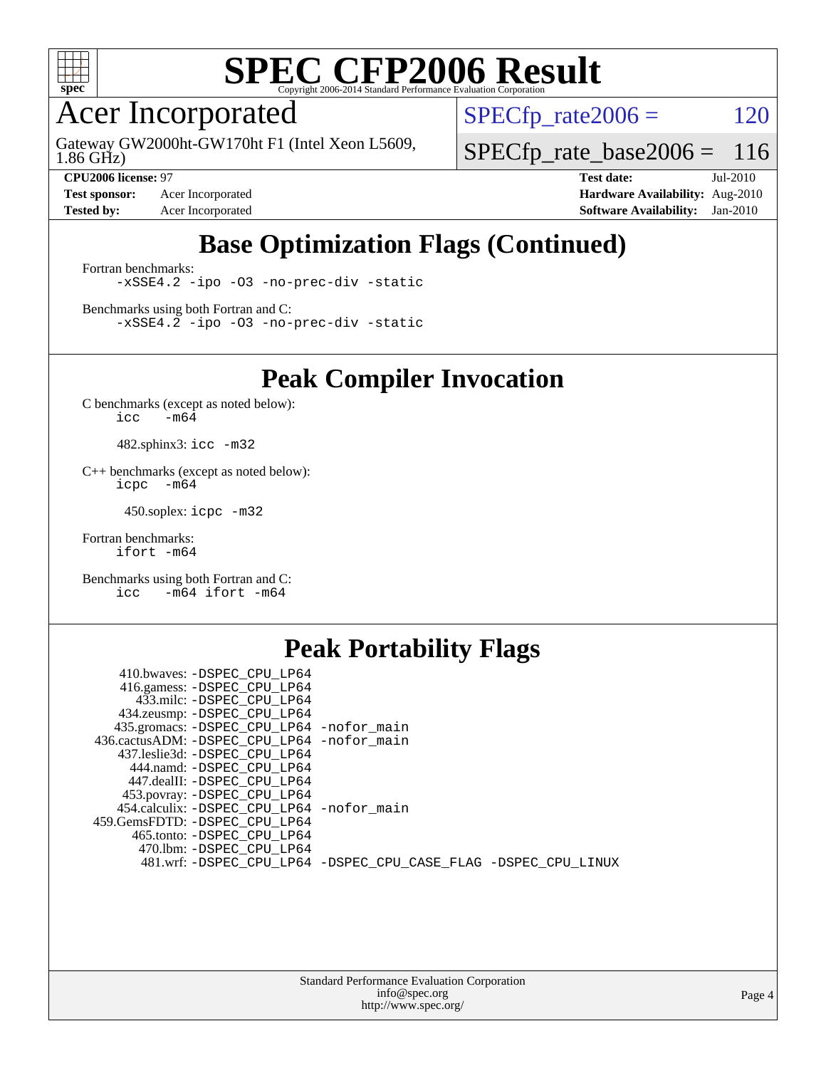# SPEC CFP2006 Result

Copyright 2006-2014 Standard Performance Evaluation Corporation

## Acer Incorporated

Gateway GW2000ht-GW170ht F1 (Intel Xeon L5609, 1.86 GHz)

SPECfp_rate2006 = 120

SPECfp_rate_base2006 = 116

**CPU2006 license:** 97
**Test sponsor:** Acer Incorporated
**Tested by:** Acer Incorporated
**Test date:** Jul-2010
**Hardware Availability:** Aug-2010
**Software Availability:** Jan-2010

## Base Optimization Flags (Continued)

Fortran benchmarks:

```
-xSSE4.2 -ipo -O3 -no-prec-div -static
```

Benchmarks using both Fortran and C:

```
-xSSE4.2 -ipo -O3 -no-prec-div -static
```

## Peak Compiler Invocation

C benchmarks (except as noted below):

```
icc   -m64
```

482.sphinx3: `icc -m32`

C++ benchmarks (except as noted below):

```
icpc  -m64
```

450.soplex: `icpc -m32`

Fortran benchmarks:

```
ifort -m64
```

Benchmarks using both Fortran and C:

```
icc   -m64 ifort -m64
```

## Peak Portability Flags

410.bwaves: -DSPEC_CPU_LP64
416.gamess: -DSPEC_CPU_LP64
433.milc: -DSPEC_CPU_LP64
434.zeusmp: -DSPEC_CPU_LP64
435.gromacs: -DSPEC_CPU_LP64 -nofor_main
436.cactusADM: -DSPEC_CPU_LP64 -nofor_main
437.leslie3d: -DSPEC_CPU_LP64
444.namd: -DSPEC_CPU_LP64
447.dealII: -DSPEC_CPU_LP64
453.povray: -DSPEC_CPU_LP64
454.calculix: -DSPEC_CPU_LP64 -nofor_main
459.GemsFDTD: -DSPEC_CPU_LP64
465.tonto: -DSPEC_CPU_LP64
470.lbm: -DSPEC_CPU_LP64
481.wrf: -DSPEC_CPU_LP64 -DSPEC_CPU_CASE_FLAG -DSPEC_CPU_LINUX

Standard Performance Evaluation Corporation
info@spec.org
http://www.spec.org/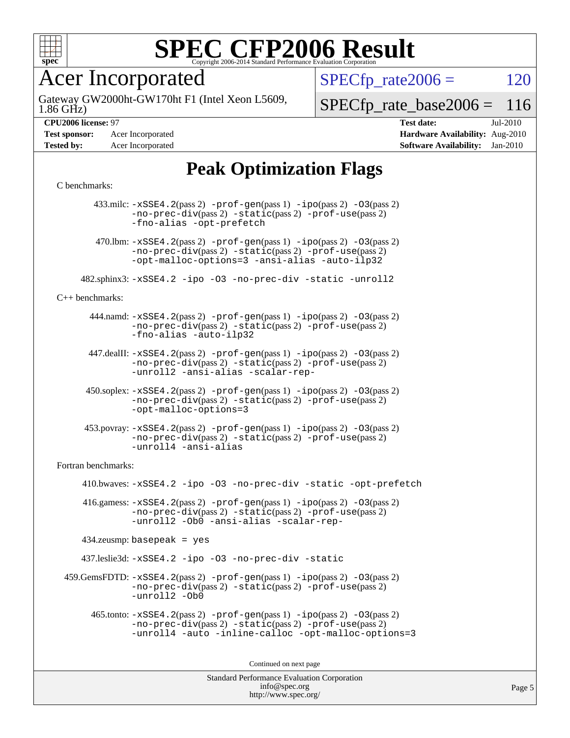# SPEC CFP2006 Result

Copyright 2006-2014 Standard Performance Evaluation Corporation

## Acer Incorporated

Gateway GW2000ht-GW170ht F1 (Intel Xeon L5609, 1.86 GHz)

SPECfp_rate2006 = 120

SPECfp_rate_base2006 = 116

| | | | |
|---|---|---|---|
| **CPU2006 license:** 97 | | **Test date:** | Jul-2010 |
| **Test sponsor:** | Acer Incorporated | **Hardware Availability:** | Aug-2010 |
| **Tested by:** | Acer Incorporated | **Software Availability:** | Jan-2010 |

## Peak Optimization Flags

C benchmarks:

433.milc: -xSSE4.2(pass 2) -prof-gen(pass 1) -ipo(pass 2) -O3(pass 2) -no-prec-div(pass 2) -static(pass 2) -prof-use(pass 2) -fno-alias -opt-prefetch

470.lbm: -xSSE4.2(pass 2) -prof-gen(pass 1) -ipo(pass 2) -O3(pass 2) -no-prec-div(pass 2) -static(pass 2) -prof-use(pass 2) -opt-malloc-options=3 -ansi-alias -auto-ilp32

482.sphinx3: -xSSE4.2 -ipo -O3 -no-prec-div -static -unroll2

C++ benchmarks:

444.namd: -xSSE4.2(pass 2) -prof-gen(pass 1) -ipo(pass 2) -O3(pass 2) -no-prec-div(pass 2) -static(pass 2) -prof-use(pass 2) -fno-alias -auto-ilp32

447.dealII: -xSSE4.2(pass 2) -prof-gen(pass 1) -ipo(pass 2) -O3(pass 2) -no-prec-div(pass 2) -static(pass 2) -prof-use(pass 2) -unroll2 -ansi-alias -scalar-rep-

450.soplex: -xSSE4.2(pass 2) -prof-gen(pass 1) -ipo(pass 2) -O3(pass 2) -no-prec-div(pass 2) -static(pass 2) -prof-use(pass 2) -opt-malloc-options=3

453.povray: -xSSE4.2(pass 2) -prof-gen(pass 1) -ipo(pass 2) -O3(pass 2) -no-prec-div(pass 2) -static(pass 2) -prof-use(pass 2) -unroll4 -ansi-alias

Fortran benchmarks:

410.bwaves: -xSSE4.2 -ipo -O3 -no-prec-div -static -opt-prefetch

416.gamess: -xSSE4.2(pass 2) -prof-gen(pass 1) -ipo(pass 2) -O3(pass 2) -no-prec-div(pass 2) -static(pass 2) -prof-use(pass 2) -unroll2 -Ob0 -ansi-alias -scalar-rep-

434.zeusmp: basepeak = yes

437.leslie3d: -xSSE4.2 -ipo -O3 -no-prec-div -static

459.GemsFDTD: -xSSE4.2(pass 2) -prof-gen(pass 1) -ipo(pass 2) -O3(pass 2) -no-prec-div(pass 2) -static(pass 2) -prof-use(pass 2) -unroll2 -Ob0

465.tonto: -xSSE4.2(pass 2) -prof-gen(pass 1) -ipo(pass 2) -O3(pass 2) -no-prec-div(pass 2) -static(pass 2) -prof-use(pass 2) -unroll4 -auto -inline-calloc -opt-malloc-options=3

Continued on next page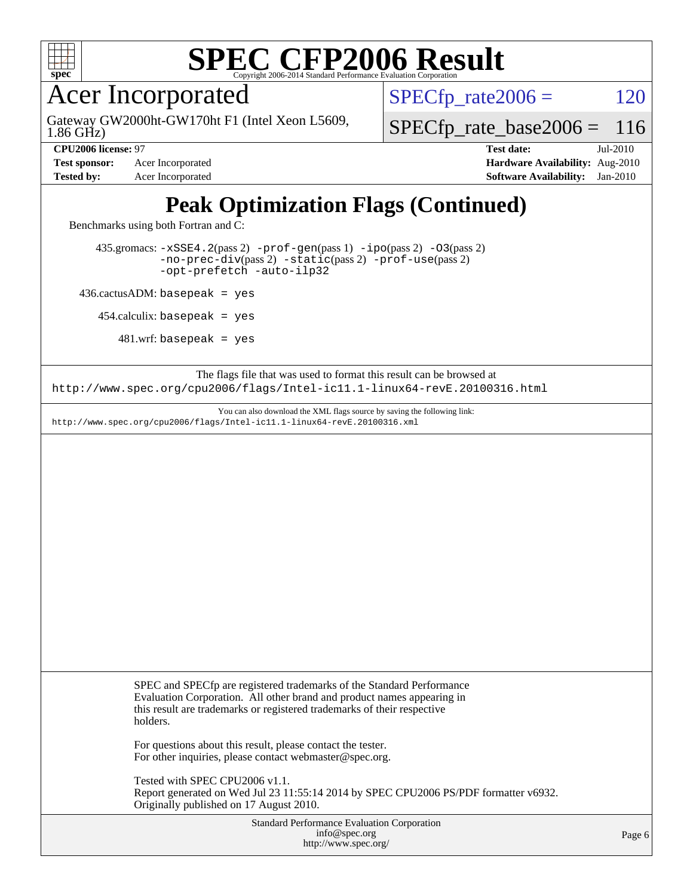# SPEC CFP2006 Result

Copyright 2006-2014 Standard Performance Evaluation Corporation

## Acer Incorporated

Gateway GW2000ht-GW170ht F1 (Intel Xeon L5609, 1.86 GHz)

SPECfp_rate2006 = 120

SPECfp_rate_base2006 = 116

| | | | |
|---|---|---|---|
| **CPU2006 license:** 97 | | **Test date:** | Jul-2010 |
| **Test sponsor:** | Acer Incorporated | **Hardware Availability:** | Aug-2010 |
| **Tested by:** | Acer Incorporated | **Software Availability:** | Jan-2010 |

## Peak Optimization Flags (Continued)

Benchmarks using both Fortran and C:

435.gromacs: `-xSSE4.2`(pass 2) `-prof-gen`(pass 1) `-ipo`(pass 2) `-O3`(pass 2) `-no-prec-div`(pass 2) `-static`(pass 2) `-prof-use`(pass 2) `-opt-prefetch` `-auto-ilp32`

436.cactusADM: `basepeak = yes`

454.calculix: `basepeak = yes`

481.wrf: `basepeak = yes`

The flags file that was used to format this result can be browsed at
`http://www.spec.org/cpu2006/flags/Intel-ic11.1-linux64-revE.20100316.html`

You can also download the XML flags source by saving the following link:
`http://www.spec.org/cpu2006/flags/Intel-ic11.1-linux64-revE.20100316.xml`

SPEC and SPECfp are registered trademarks of the Standard Performance Evaluation Corporation. All other brand and product names appearing in this result are trademarks or registered trademarks of their respective holders.

For questions about this result, please contact the tester.
For other inquiries, please contact webmaster@spec.org.

Tested with SPEC CPU2006 v1.1.
Report generated on Wed Jul 23 11:55:14 2014 by SPEC CPU2006 PS/PDF formatter v6932.
Originally published on 17 August 2010.

Standard Performance Evaluation Corporation
info@spec.org
http://www.spec.org/